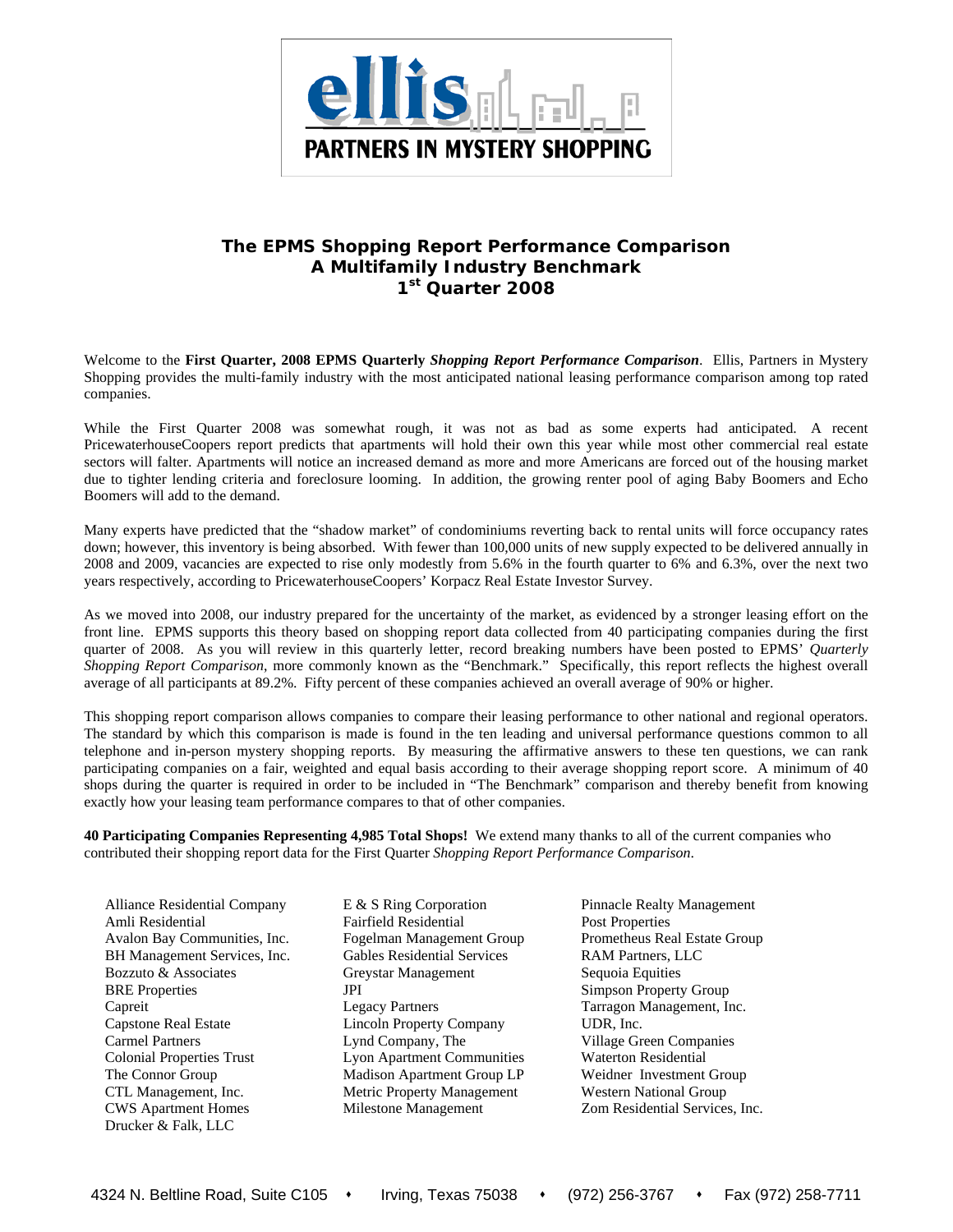**ellis**

**PARTNERS IN MYSTERY SHOPPING**

# The EPMS Shopping Report Performance Comparison
## A Multifamily Industry Benchmark
## 1st Quarter 2008

Welcome to the **First Quarter, 2008 EPMS Quarterly** ***Shopping Report Performance Comparison***. Ellis, Partners in Mystery Shopping provides the multi-family industry with the most anticipated national leasing performance comparison among top rated companies.

While the First Quarter 2008 was somewhat rough, it was not as bad as some experts had anticipated. A recent PricewaterhouseCoopers report predicts that apartments will hold their own this year while most other commercial real estate sectors will falter. Apartments will notice an increased demand as more and more Americans are forced out of the housing market due to tighter lending criteria and foreclosure looming. In addition, the growing renter pool of aging Baby Boomers and Echo Boomers will add to the demand.

Many experts have predicted that the "shadow market" of condominiums reverting back to rental units will force occupancy rates down; however, this inventory is being absorbed. With fewer than 100,000 units of new supply expected to be delivered annually in 2008 and 2009, vacancies are expected to rise only modestly from 5.6% in the fourth quarter to 6% and 6.3%, over the next two years respectively, according to PricewaterhouseCoopers' Korpacz Real Estate Investor Survey.

As we moved into 2008, our industry prepared for the uncertainty of the market, as evidenced by a stronger leasing effort on the front line. EPMS supports this theory based on shopping report data collected from 40 participating companies during the first quarter of 2008. As you will review in this quarterly letter, record breaking numbers have been posted to EPMS' *Quarterly Shopping Report Comparison*, more commonly known as the "Benchmark." Specifically, this report reflects the highest overall average of all participants at 89.2%. Fifty percent of these companies achieved an overall average of 90% or higher.

This shopping report comparison allows companies to compare their leasing performance to other national and regional operators. The standard by which this comparison is made is found in the ten leading and universal performance questions common to all telephone and in-person mystery shopping reports. By measuring the affirmative answers to these ten questions, we can rank participating companies on a fair, weighted and equal basis according to their average shopping report score. A minimum of 40 shops during the quarter is required in order to be included in "The Benchmark" comparison and thereby benefit from knowing exactly how your leasing team performance compares to that of other companies.

**40 Participating Companies Representing 4,985 Total Shops!** We extend many thanks to all of the current companies who contributed their shopping report data for the First Quarter *Shopping Report Performance Comparison*.

- Alliance Residential Company
- Amli Residential
- Avalon Bay Communities, Inc.
- BH Management Services, Inc.
- Bozzuto & Associates
- BRE Properties
- Capreit
- Capstone Real Estate
- Carmel Partners
- Colonial Properties Trust
- The Connor Group
- CTL Management, Inc.
- CWS Apartment Homes
- Drucker & Falk, LLC
- E & S Ring Corporation
- Fairfield Residential
- Fogelman Management Group
- Gables Residential Services
- Greystar Management
- JPI
- Legacy Partners
- Lincoln Property Company
- Lynd Company, The
- Lyon Apartment Communities
- Madison Apartment Group LP
- Metric Property Management
- Milestone Management
- Pinnacle Realty Management
- Post Properties
- Prometheus Real Estate Group
- RAM Partners, LLC
- Sequoia Equities
- Simpson Property Group
- Tarragon Management, Inc.
- UDR, Inc.
- Village Green Companies
- Waterton Residential
- Weidner Investment Group
- Western National Group
- Zom Residential Services, Inc.

4324 N. Beltline Road, Suite C105 • Irving, Texas 75038 • (972) 256-3767 • Fax (972) 258-7711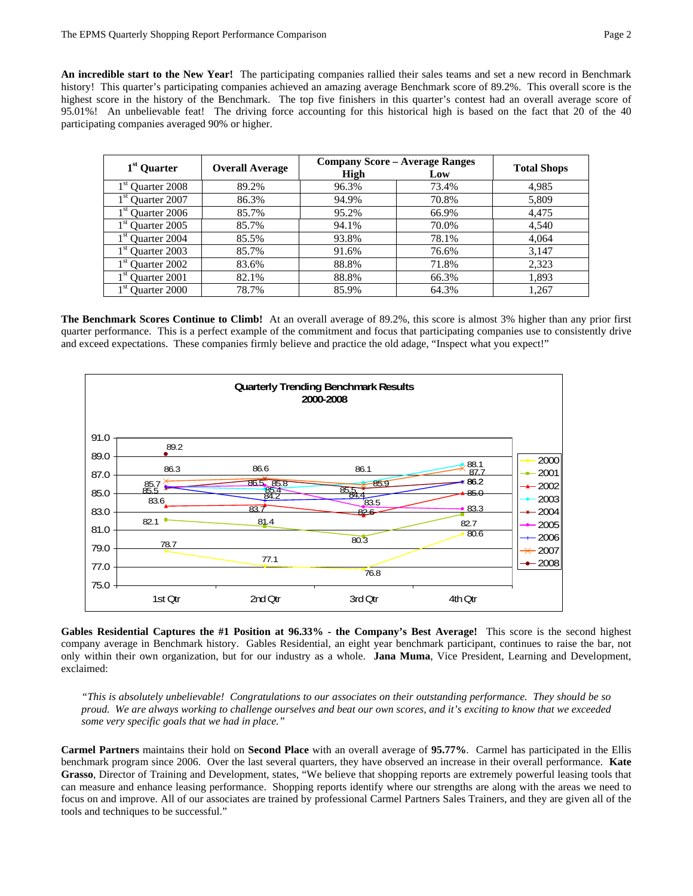**An incredible start to the New Year!** The participating companies rallied their sales teams and set a new record in Benchmark history! This quarter's participating companies achieved an amazing average Benchmark score of 89.2%. This overall score is the highest score in the history of the Benchmark. The top five finishers in this quarter's contest had an overall average score of 95.01%! An unbelievable feat! The driving force accounting for this historical high is based on the fact that 20 of the 40 participating companies averaged 90% or higher.

| 1st Quarter | Overall Average | Company Score – Average Ranges | | Total Shops |
|---|---|---|---|---|
| | | High | Low | |
| 1st Quarter 2008 | 89.2% | 96.3% | 73.4% | 4,985 |
| 1st Quarter 2007 | 86.3% | 94.9% | 70.8% | 5,809 |
| 1st Quarter 2006 | 85.7% | 95.2% | 66.9% | 4,475 |
| 1st Quarter 2005 | 85.7% | 94.1% | 70.0% | 4,540 |
| 1st Quarter 2004 | 85.5% | 93.8% | 78.1% | 4,064 |
| 1st Quarter 2003 | 85.7% | 91.6% | 76.6% | 3,147 |
| 1st Quarter 2002 | 83.6% | 88.8% | 71.8% | 2,323 |
| 1st Quarter 2001 | 82.1% | 88.8% | 66.3% | 1,893 |
| 1st Quarter 2000 | 78.7% | 85.9% | 64.3% | 1,267 |

**The Benchmark Scores Continue to Climb!** At an overall average of 89.2%, this score is almost 3% higher than any prior first quarter performance. This is a perfect example of the commitment and focus that participating companies use to consistently drive and exceed expectations. These companies firmly believe and practice the old adage, "Inspect what you expect!"

**Quarterly Trending Benchmark Results 2000-2008**

| Year | 1st Qtr | 2nd Qtr | 3rd Qtr | 4th Qtr |
|---|---|---|---|---|
| 2000 | 78.7 | 77.1 | 76.8 | 80.6 |
| 2001 | 82.1 | 81.4 | 80.3 | 82.7 |
| 2002 | 83.6 | 83.7 | 82.6 | 85.0 |
| 2003 | 85.7 | 85.4 | 86.1 | 88.1 |
| 2004 | 85.5 | 86.5 | 85.5 | 86.2 |
| 2005 | 85.7 | 85.8 | 83.5 | 83.3 |
| 2006 | 85.7 | 84.2 | 84.4 | 86.2 |
| 2007 | 86.3 | 86.6 | 85.9 | 87.7 |
| 2008 | 89.2 | | | |

**Gables Residential Captures the #1 Position at 96.33% - the Company's Best Average!** This score is the second highest company average in Benchmark history. Gables Residential, an eight year benchmark participant, continues to raise the bar, not only within their own organization, but for our industry as a whole. **Jana Muma**, Vice President, Learning and Development, exclaimed:

> *"This is absolutely unbelievable! Congratulations to our associates on their outstanding performance. They should be so proud. We are always working to challenge ourselves and beat our own scores, and it's exciting to know that we exceeded some very specific goals that we had in place."*

**Carmel Partners** maintains their hold on **Second Place** with an overall average of **95.77%**. Carmel has participated in the Ellis benchmark program since 2006. Over the last several quarters, they have observed an increase in their overall performance. **Kate Grasso**, Director of Training and Development, states, "We believe that shopping reports are extremely powerful leasing tools that can measure and enhance leasing performance. Shopping reports identify where our strengths are along with the areas we need to focus on and improve. All of our associates are trained by professional Carmel Partners Sales Trainers, and they are given all of the tools and techniques to be successful."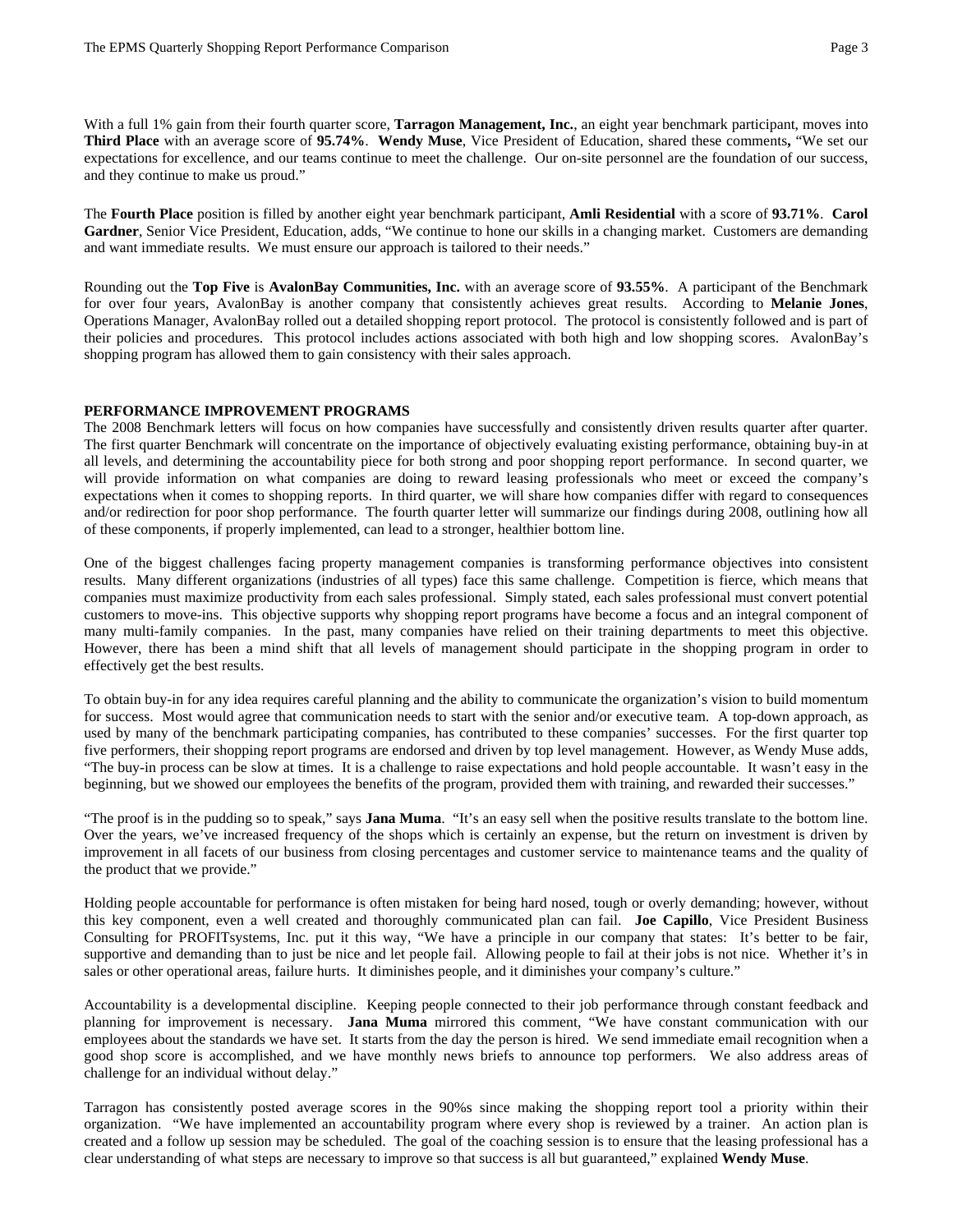With a full 1% gain from their fourth quarter score, **Tarragon Management, Inc.**, an eight year benchmark participant, moves into **Third Place** with an average score of **95.74%**. **Wendy Muse**, Vice President of Education, shared these comments**,** "We set our expectations for excellence, and our teams continue to meet the challenge. Our on-site personnel are the foundation of our success, and they continue to make us proud."

The **Fourth Place** position is filled by another eight year benchmark participant, **Amli Residential** with a score of **93.71%**. **Carol Gardner**, Senior Vice President, Education, adds, "We continue to hone our skills in a changing market. Customers are demanding and want immediate results. We must ensure our approach is tailored to their needs."

Rounding out the **Top Five** is **AvalonBay Communities, Inc.** with an average score of **93.55%**. A participant of the Benchmark for over four years, AvalonBay is another company that consistently achieves great results. According to **Melanie Jones**, Operations Manager, AvalonBay rolled out a detailed shopping report protocol. The protocol is consistently followed and is part of their policies and procedures. This protocol includes actions associated with both high and low shopping scores. AvalonBay's shopping program has allowed them to gain consistency with their sales approach.

**PERFORMANCE IMPROVEMENT PROGRAMS**

The 2008 Benchmark letters will focus on how companies have successfully and consistently driven results quarter after quarter. The first quarter Benchmark will concentrate on the importance of objectively evaluating existing performance, obtaining buy-in at all levels, and determining the accountability piece for both strong and poor shopping report performance. In second quarter, we will provide information on what companies are doing to reward leasing professionals who meet or exceed the company's expectations when it comes to shopping reports. In third quarter, we will share how companies differ with regard to consequences and/or redirection for poor shop performance. The fourth quarter letter will summarize our findings during 2008, outlining how all of these components, if properly implemented, can lead to a stronger, healthier bottom line.

One of the biggest challenges facing property management companies is transforming performance objectives into consistent results. Many different organizations (industries of all types) face this same challenge. Competition is fierce, which means that companies must maximize productivity from each sales professional. Simply stated, each sales professional must convert potential customers to move-ins. This objective supports why shopping report programs have become a focus and an integral component of many multi-family companies. In the past, many companies have relied on their training departments to meet this objective. However, there has been a mind shift that all levels of management should participate in the shopping program in order to effectively get the best results.

To obtain buy-in for any idea requires careful planning and the ability to communicate the organization's vision to build momentum for success. Most would agree that communication needs to start with the senior and/or executive team. A top-down approach, as used by many of the benchmark participating companies, has contributed to these companies' successes. For the first quarter top five performers, their shopping report programs are endorsed and driven by top level management. However, as Wendy Muse adds, "The buy-in process can be slow at times. It is a challenge to raise expectations and hold people accountable. It wasn't easy in the beginning, but we showed our employees the benefits of the program, provided them with training, and rewarded their successes."

"The proof is in the pudding so to speak," says **Jana Muma**. "It's an easy sell when the positive results translate to the bottom line. Over the years, we've increased frequency of the shops which is certainly an expense, but the return on investment is driven by improvement in all facets of our business from closing percentages and customer service to maintenance teams and the quality of the product that we provide."

Holding people accountable for performance is often mistaken for being hard nosed, tough or overly demanding; however, without this key component, even a well created and thoroughly communicated plan can fail. **Joe Capillo**, Vice President Business Consulting for PROFITsystems, Inc. put it this way, "We have a principle in our company that states: It's better to be fair, supportive and demanding than to just be nice and let people fail. Allowing people to fail at their jobs is not nice. Whether it's in sales or other operational areas, failure hurts. It diminishes people, and it diminishes your company's culture."

Accountability is a developmental discipline. Keeping people connected to their job performance through constant feedback and planning for improvement is necessary. **Jana Muma** mirrored this comment, "We have constant communication with our employees about the standards we have set. It starts from the day the person is hired. We send immediate email recognition when a good shop score is accomplished, and we have monthly news briefs to announce top performers. We also address areas of challenge for an individual without delay."

Tarragon has consistently posted average scores in the 90%s since making the shopping report tool a priority within their organization. "We have implemented an accountability program where every shop is reviewed by a trainer. An action plan is created and a follow up session may be scheduled. The goal of the coaching session is to ensure that the leasing professional has a clear understanding of what steps are necessary to improve so that success is all but guaranteed," explained **Wendy Muse**.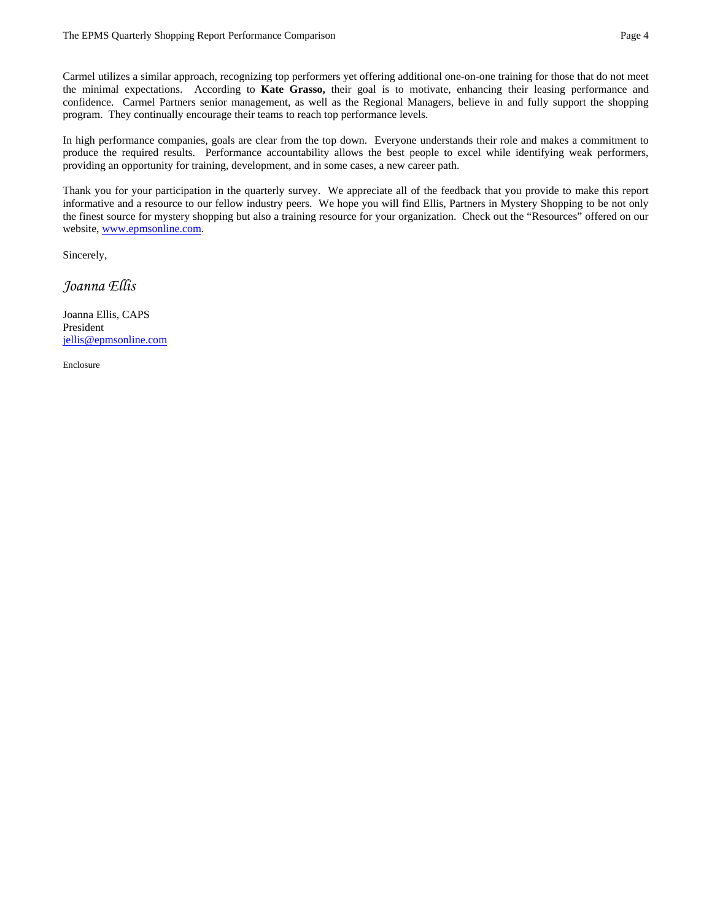Carmel utilizes a similar approach, recognizing top performers yet offering additional one-on-one training for those that do not meet the minimal expectations. According to **Kate Grasso,** their goal is to motivate, enhancing their leasing performance and confidence. Carmel Partners senior management, as well as the Regional Managers, believe in and fully support the shopping program. They continually encourage their teams to reach top performance levels.

In high performance companies, goals are clear from the top down. Everyone understands their role and makes a commitment to produce the required results. Performance accountability allows the best people to excel while identifying weak performers, providing an opportunity for training, development, and in some cases, a new career path.

Thank you for your participation in the quarterly survey. We appreciate all of the feedback that you provide to make this report informative and a resource to our fellow industry peers. We hope you will find Ellis, Partners in Mystery Shopping to be not only the finest source for mystery shopping but also a training resource for your organization. Check out the "Resources" offered on our website, [www.epmsonline.com](http://www.epmsonline.com).

Sincerely,

*Joanna Ellis*

Joanna Ellis, CAPS
President
[jellis@epmsonline.com](mailto:jellis@epmsonline.com)

Enclosure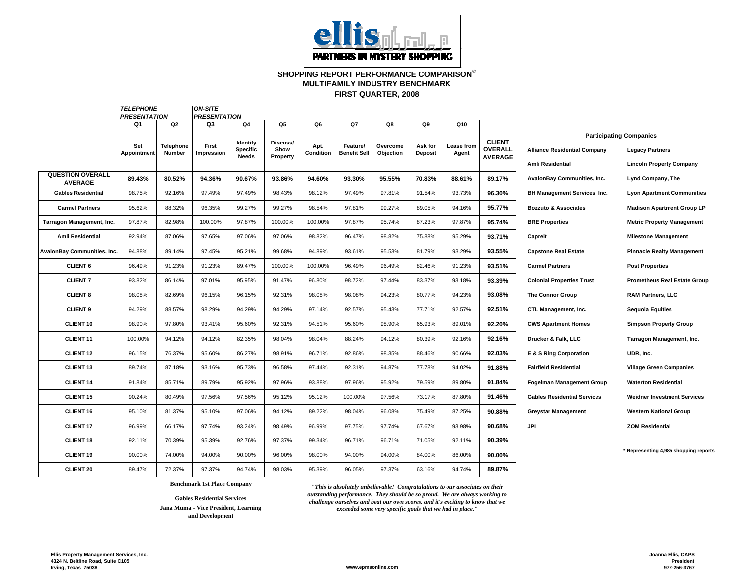ellis PARTNERS IN MYSTERY SHOPPING

# SHOPPING REPORT PERFORMANCE COMPARISON©
## MULTIFAMILY INDUSTRY BENCHMARK
## FIRST QUARTER, 2008

| | *TELEPHONE PRESENTATION* | | *ON-SITE PRESENTATION* | | | | | | | | |
|---|---|---|---|---|---|---|---|---|---|---|---|
| | Q1 | Q2 | Q3 | Q4 | Q5 | Q6 | Q7 | Q8 | Q9 | Q10 | |
| | Set Appointment | Telephone Number | First Impression | Identify Specific Needs | Discuss/ Show Property | Apt. Condition | Feature/ Benefit Sell | Overcome Objection | Ask for Deposit | Lease from Agent | **CLIENT OVERALL AVERAGE** |
| **QUESTION OVERALL AVERAGE** | **89.43%** | **80.52%** | **94.36%** | **90.67%** | **93.86%** | **94.60%** | **93.30%** | **95.55%** | **70.83%** | **88.61%** | **89.17%** |
| **Gables Residential** | 98.75% | 92.16% | 97.49% | 97.49% | 98.43% | 98.12% | 97.49% | 97.81% | 91.54% | 93.73% | **96.30%** |
| **Carmel Partners** | 95.62% | 88.32% | 96.35% | 99.27% | 99.27% | 98.54% | 97.81% | 99.27% | 89.05% | 94.16% | **95.77%** |
| **Tarragon Management, Inc.** | 97.87% | 82.98% | 100.00% | 97.87% | 100.00% | 100.00% | 97.87% | 95.74% | 87.23% | 97.87% | **95.74%** |
| **Amli Residential** | 92.94% | 87.06% | 97.65% | 97.06% | 97.06% | 98.82% | 96.47% | 98.82% | 75.88% | 95.29% | **93.71%** |
| **AvalonBay Communities, Inc.** | 94.88% | 89.14% | 97.45% | 95.21% | 99.68% | 94.89% | 93.61% | 95.53% | 81.79% | 93.29% | **93.55%** |
| **CLIENT 6** | 96.49% | 91.23% | 91.23% | 89.47% | 100.00% | 100.00% | 96.49% | 96.49% | 82.46% | 91.23% | **93.51%** |
| **CLIENT 7** | 93.82% | 86.14% | 97.01% | 95.95% | 91.47% | 96.80% | 98.72% | 97.44% | 83.37% | 93.18% | **93.39%** |
| **CLIENT 8** | 98.08% | 82.69% | 96.15% | 96.15% | 92.31% | 98.08% | 98.08% | 94.23% | 80.77% | 94.23% | **93.08%** |
| **CLIENT 9** | 94.29% | 88.57% | 98.29% | 94.29% | 94.29% | 97.14% | 92.57% | 95.43% | 77.71% | 92.57% | **92.51%** |
| **CLIENT 10** | 98.90% | 97.80% | 93.41% | 95.60% | 92.31% | 94.51% | 95.60% | 98.90% | 65.93% | 89.01% | **92.20%** |
| **CLIENT 11** | 100.00% | 94.12% | 94.12% | 82.35% | 98.04% | 98.04% | 88.24% | 94.12% | 80.39% | 92.16% | **92.16%** |
| **CLIENT 12** | 96.15% | 76.37% | 95.60% | 86.27% | 98.91% | 96.71% | 92.86% | 98.35% | 88.46% | 90.66% | **92.03%** |
| **CLIENT 13** | 89.74% | 87.18% | 93.16% | 95.73% | 96.58% | 97.44% | 92.31% | 94.87% | 77.78% | 94.02% | **91.88%** |
| **CLIENT 14** | 91.84% | 85.71% | 89.79% | 95.92% | 97.96% | 93.88% | 97.96% | 95.92% | 79.59% | 89.80% | **91.84%** |
| **CLIENT 15** | 90.24% | 80.49% | 97.56% | 97.56% | 95.12% | 95.12% | 100.00% | 97.56% | 73.17% | 87.80% | **91.46%** |
| **CLIENT 16** | 95.10% | 81.37% | 95.10% | 97.06% | 94.12% | 89.22% | 98.04% | 96.08% | 75.49% | 87.25% | **90.88%** |
| **CLIENT 17** | 96.99% | 66.17% | 97.74% | 93.24% | 98.49% | 96.99% | 97.75% | 97.74% | 67.67% | 93.98% | **90.68%** |
| **CLIENT 18** | 92.11% | 70.39% | 95.39% | 92.76% | 97.37% | 99.34% | 96.71% | 96.71% | 71.05% | 92.11% | **90.39%** |
| **CLIENT 19** | 90.00% | 74.00% | 94.00% | 90.00% | 96.00% | 98.00% | 94.00% | 94.00% | 84.00% | 86.00% | **90.00%** |
| **CLIENT 20** | 89.47% | 72.37% | 97.37% | 94.74% | 98.03% | 95.39% | 96.05% | 97.37% | 63.16% | 94.74% | **89.87%** |

### Participating Companies

| | |
|---|---|
| **Alliance Residential Company** | **Legacy Partners** |
| **Amli Residential** | **Lincoln Property Company** |
| **AvalonBay Communities, Inc.** | **Lynd Company, The** |
| **BH Management Services, Inc.** | **Lyon Apartment Communities** |
| **Bozzuto & Associates** | **Madison Apartment Group LP** |
| **BRE Properties** | **Metric Property Management** |
| **Capreit** | **Milestone Management** |
| **Capstone Real Estate** | **Pinnacle Realty Management** |
| **Carmel Partners** | **Post Properties** |
| **Colonial Properties Trust** | **Prometheus Real Estate Group** |
| **The Connor Group** | **RAM Partners, LLC** |
| **CTL Management, Inc.** | **Sequoia Equities** |
| **CWS Apartment Homes** | **Simpson Property Group** |
| **Drucker & Falk, LLC** | **Tarragon Management, Inc.** |
| **E & S Ring Corporation** | **UDR, Inc.** |
| **Fairfield Residential** | **Village Green Companies** |
| **Fogelman Management Group** | **Waterton Residential** |
| **Gables Residential Services** | **Weidner Investment Services** |
| **Greystar Management** | **Western National Group** |
| **JPI** | **ZOM Residential** |

**\* Representing 4,985 shopping reports**

**Benchmark 1st Place Company**

**Gables Residential Services**

**Jana Muma - Vice President, Learning and Development**

***"This is absolutely unbelievable! Congratulations to our associates on their outstanding performance. They should be so proud. We are always working to challenge ourselves and beat our own scores, and it's exciting to know that we exceeded some very specific goals that we had in place."***

**Ellis Property Management Services, Inc.**
**4324 N. Beltline Road, Suite C105**
**Irving, Texas 75038**

**www.epmsonline.com**

**Joanna Ellis, CAPS**
**President**
**972-256-3767**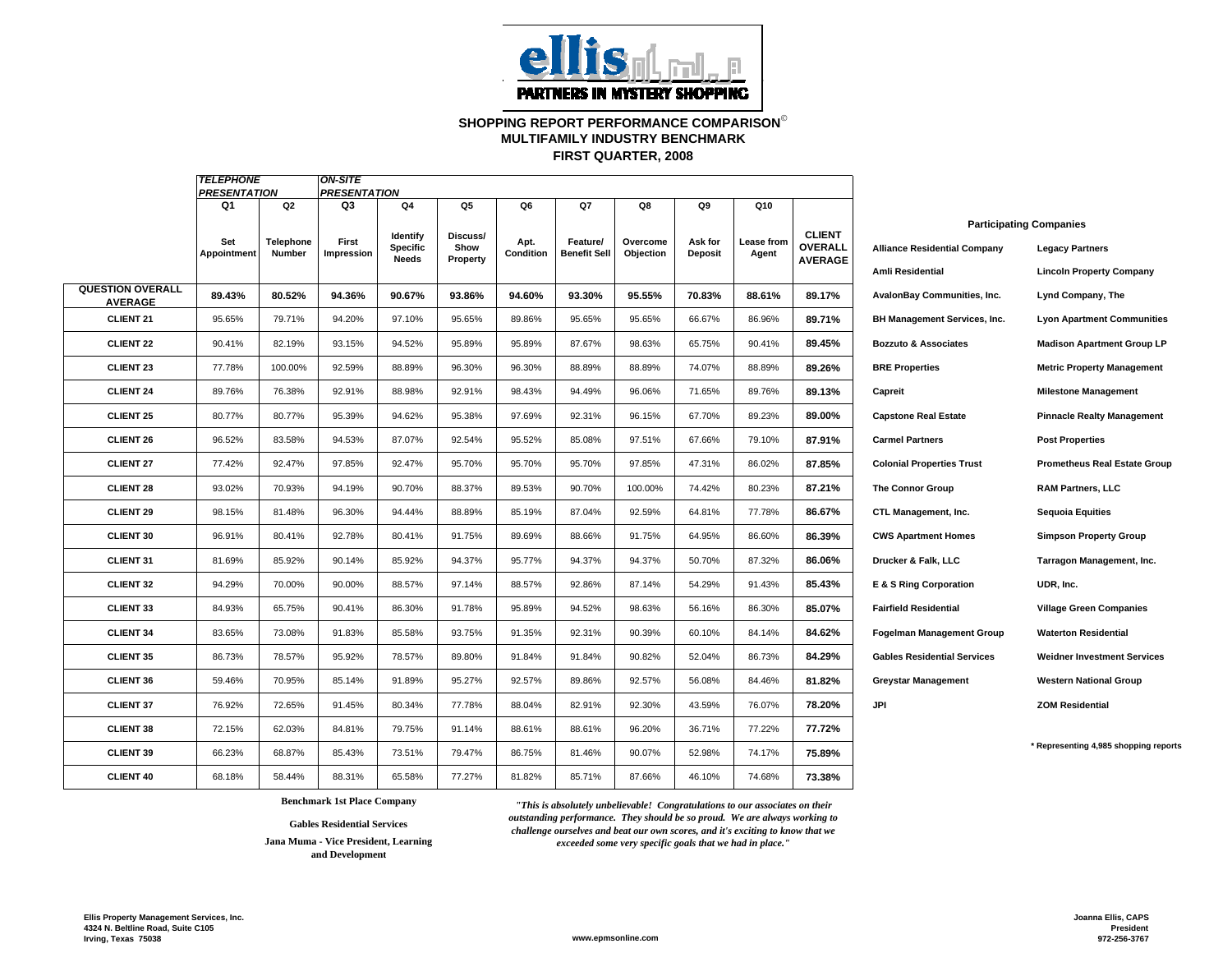ellis PARTNERS IN MYSTERY SHOPPING

## SHOPPING REPORT PERFORMANCE COMPARISON©
## MULTIFAMILY INDUSTRY BENCHMARK
## FIRST QUARTER, 2008

| | *TELEPHONE PRESENTATION* | | *ON-SITE PRESENTATION* | | | | | | | | |
|---|---|---|---|---|---|---|---|---|---|---|---|
| | Q1 | Q2 | Q3 | Q4 | Q5 | Q6 | Q7 | Q8 | Q9 | Q10 | |
| | Set Appointment | Telephone Number | First Impression | Identify Specific Needs | Discuss/ Show Property | Apt. Condition | Feature/ Benefit Sell | Overcome Objection | Ask for Deposit | Lease from Agent | CLIENT OVERALL AVERAGE |
| **QUESTION OVERALL AVERAGE** | **89.43%** | **80.52%** | **94.36%** | **90.67%** | **93.86%** | **94.60%** | **93.30%** | **95.55%** | **70.83%** | **88.61%** | **89.17%** |
| **CLIENT 21** | 95.65% | 79.71% | 94.20% | 97.10% | 95.65% | 89.86% | 95.65% | 95.65% | 66.67% | 86.96% | **89.71%** |
| **CLIENT 22** | 90.41% | 82.19% | 93.15% | 94.52% | 95.89% | 95.89% | 87.67% | 98.63% | 65.75% | 90.41% | **89.45%** |
| **CLIENT 23** | 77.78% | 100.00% | 92.59% | 88.89% | 96.30% | 96.30% | 88.89% | 88.89% | 74.07% | 88.89% | **89.26%** |
| **CLIENT 24** | 89.76% | 76.38% | 92.91% | 88.98% | 92.91% | 98.43% | 94.49% | 96.06% | 71.65% | 89.76% | **89.13%** |
| **CLIENT 25** | 80.77% | 80.77% | 95.39% | 94.62% | 95.38% | 97.69% | 92.31% | 96.15% | 67.70% | 89.23% | **89.00%** |
| **CLIENT 26** | 96.52% | 83.58% | 94.53% | 87.07% | 92.54% | 95.52% | 85.08% | 97.51% | 67.66% | 79.10% | **87.91%** |
| **CLIENT 27** | 77.42% | 92.47% | 97.85% | 92.47% | 95.70% | 95.70% | 95.70% | 97.85% | 47.31% | 86.02% | **87.85%** |
| **CLIENT 28** | 93.02% | 70.93% | 94.19% | 90.70% | 88.37% | 89.53% | 90.70% | 100.00% | 74.42% | 80.23% | **87.21%** |
| **CLIENT 29** | 98.15% | 81.48% | 96.30% | 94.44% | 88.89% | 85.19% | 87.04% | 92.59% | 64.81% | 77.78% | **86.67%** |
| **CLIENT 30** | 96.91% | 80.41% | 92.78% | 80.41% | 91.75% | 89.69% | 88.66% | 91.75% | 64.95% | 86.60% | **86.39%** |
| **CLIENT 31** | 81.69% | 85.92% | 90.14% | 85.92% | 94.37% | 95.77% | 94.37% | 94.37% | 50.70% | 87.32% | **86.06%** |
| **CLIENT 32** | 94.29% | 70.00% | 90.00% | 88.57% | 97.14% | 88.57% | 92.86% | 87.14% | 54.29% | 91.43% | **85.43%** |
| **CLIENT 33** | 84.93% | 65.75% | 90.41% | 86.30% | 91.78% | 95.89% | 94.52% | 98.63% | 56.16% | 86.30% | **85.07%** |
| **CLIENT 34** | 83.65% | 73.08% | 91.83% | 85.58% | 93.75% | 91.35% | 92.31% | 90.39% | 60.10% | 84.14% | **84.62%** |
| **CLIENT 35** | 86.73% | 78.57% | 95.92% | 78.57% | 89.80% | 91.84% | 91.84% | 90.82% | 52.04% | 86.73% | **84.29%** |
| **CLIENT 36** | 59.46% | 70.95% | 85.14% | 91.89% | 95.27% | 92.57% | 89.86% | 92.57% | 56.08% | 84.46% | **81.82%** |
| **CLIENT 37** | 76.92% | 72.65% | 91.45% | 80.34% | 77.78% | 88.04% | 82.91% | 92.30% | 43.59% | 76.07% | **78.20%** |
| **CLIENT 38** | 72.15% | 62.03% | 84.81% | 79.75% | 91.14% | 88.61% | 88.61% | 96.20% | 36.71% | 77.22% | **77.72%** |
| **CLIENT 39** | 66.23% | 68.87% | 85.43% | 73.51% | 79.47% | 86.75% | 81.46% | 90.07% | 52.98% | 74.17% | **75.89%** |
| **CLIENT 40** | 68.18% | 58.44% | 88.31% | 65.58% | 77.27% | 81.82% | 85.71% | 87.66% | 46.10% | 74.68% | **73.38%** |

### Participating Companies

| | |
|---|---|
| **Alliance Residential Company** | **Legacy Partners** |
| **Amli Residential** | **Lincoln Property Company** |
| **AvalonBay Communities, Inc.** | **Lynd Company, The** |
| **BH Management Services, Inc.** | **Lyon Apartment Communities** |
| **Bozzuto & Associates** | **Madison Apartment Group LP** |
| **BRE Properties** | **Metric Property Management** |
| **Capreit** | **Milestone Management** |
| **Capstone Real Estate** | **Pinnacle Realty Management** |
| **Carmel Partners** | **Post Properties** |
| **Colonial Properties Trust** | **Prometheus Real Estate Group** |
| **The Connor Group** | **RAM Partners, LLC** |
| **CTL Management, Inc.** | **Sequoia Equities** |
| **CWS Apartment Homes** | **Simpson Property Group** |
| **Drucker & Falk, LLC** | **Tarragon Management, Inc.** |
| **E & S Ring Corporation** | **UDR, Inc.** |
| **Fairfield Residential** | **Village Green Companies** |
| **Fogelman Management Group** | **Waterton Residential** |
| **Gables Residential Services** | **Weidner Investment Services** |
| **Greystar Management** | **Western National Group** |
| **JPI** | **ZOM Residential** |

**\* Representing 4,985 shopping reports**

**Benchmark 1st Place Company**

**Gables Residential Services**

**Jana Muma - Vice President, Learning and Development**

***"This is absolutely unbelievable! Congratulations to our associates on their outstanding performance. They should be so proud. We are always working to challenge ourselves and beat our own scores, and it's exciting to know that we exceeded some very specific goals that we had in place."***

**Ellis Property Management Services, Inc.**
**4324 N. Beltline Road, Suite C105**
**Irving, Texas 75038**

**www.epmsonline.com**

**Joanna Ellis, CAPS**
**President**
**972-256-3767**